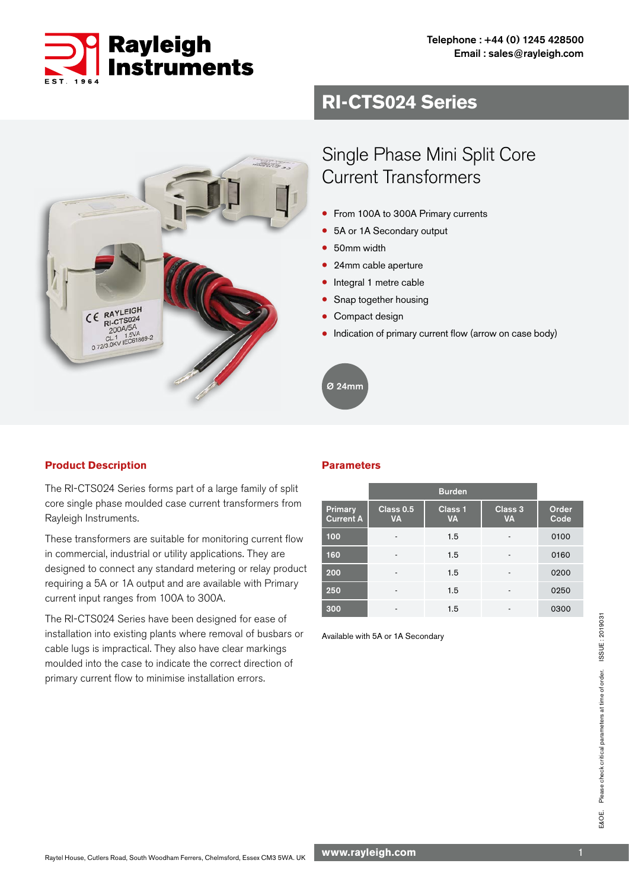Telephone : +44 (0) 1245 428500
Email : sales@rayleigh.com

# RI-CTS024 Series

## Single Phase Mini Split Core Current Transformers

- From 100A to 300A Primary currents
- 5A or 1A Secondary output
- 50mm width
- 24mm cable aperture
- Integral 1 metre cable
- Snap together housing
- Compact design
- Indication of primary current flow (arrow on case body)

Ø 24mm

### Product Description

The RI-CTS024 Series forms part of a large family of split core single phase moulded case current transformers from Rayleigh Instruments.

These transformers are suitable for monitoring current flow in commercial, industrial or utility applications. They are designed to connect any standard metering or relay product requiring a 5A or 1A output and are available with Primary current input ranges from 100A to 300A.

The RI-CTS024 Series have been designed for ease of installation into existing plants where removal of busbars or cable lugs is impractical. They also have clear markings moulded into the case to indicate the correct direction of primary current flow to minimise installation errors.

### Parameters

| | Burden | | | |
|---|---|---|---|---|
| Primary Current A | Class 0.5 VA | Class 1 VA | Class 3 VA | Order Code |
| 100 | - | 1.5 | - | 0100 |
| 160 | - | 1.5 | - | 0160 |
| 200 | - | 1.5 | - | 0200 |
| 250 | - | 1.5 | - | 0250 |
| 300 | - | 1.5 | - | 0300 |

Available with 5A or 1A Secondary

E&OE. Please check critical parameters at time of order. ISSUE : 2019031

Raytel House, Cutlers Road, South Woodham Ferrers, Chelmsford, Essex CM3 5WA. UK

www.rayleigh.com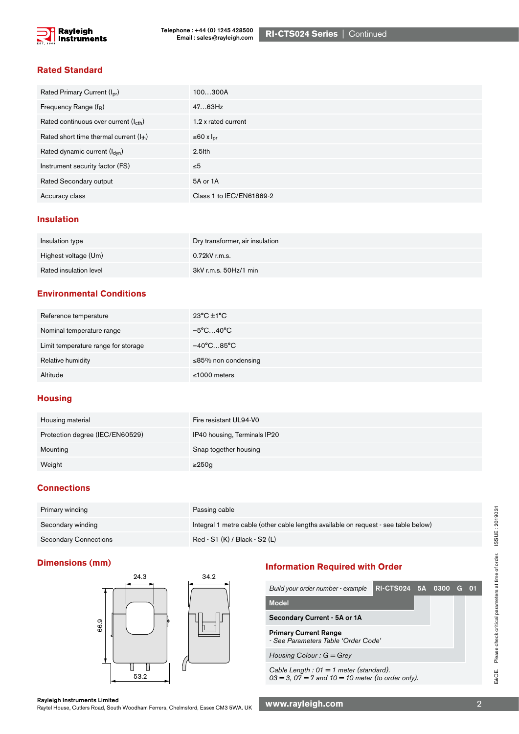## Rated Standard

| | |
|---|---|
| Rated Primary Current ($I_{pr}$) | 100…300A |
| Frequency Range ($f_R$) | 47…63Hz |
| Rated continuous over current ($I_{cth}$) | 1.2 x rated current |
| Rated short time thermal current ($I_{th}$) | ≤60 x $I_{pr}$ |
| Rated dynamic current ($I_{dyn}$) | 2.5Ith |
| Instrument security factor (FS) | ≤5 |
| Rated Secondary output | 5A or 1A |
| Accuracy class | Class 1 to IEC/EN61869-2 |

## Insulation

| | |
|---|---|
| Insulation type | Dry transformer, air insulation |
| Highest voltage (Um) | 0.72kV r.m.s. |
| Rated insulation level | 3kV r.m.s. 50Hz/1 min |

## Environmental Conditions

| | |
|---|---|
| Reference temperature | 23°C ±1°C |
| Nominal temperature range | −5°C…40°C |
| Limit temperature range for storage | −40°C…85°C |
| Relative humidity | ≤85% non condensing |
| Altitude | ≤1000 meters |

## Housing

| | |
|---|---|
| Housing material | Fire resistant UL94-V0 |
| Protection degree (IEC/EN60529) | IP40 housing, Terminals IP20 |
| Mounting | Snap together housing |
| Weight | ≥250g |

## Connections

| | |
|---|---|
| Primary winding | Passing cable |
| Secondary winding | Integral 1 metre cable (other cable lengths available on request - see table below) |
| Secondary Connections | Red - S1 (K) / Black - S2 (L) |

## Dimensions (mm)

24.3, 34.2, 66.9, 53.2

## Information Required with Order

*Build your order number - example* **RI-CTS024 5A 0300 G 01**

- **Model**
- **Secondary Current - 5A or 1A**
- **Primary Current Range**
  *- See Parameters Table 'Order Code'*
- *Housing Colour : G = Grey*
- *Cable Length : 01 = 1 meter (standard). 03 = 3, 07 = 7 and 10 = 10 meter (to order only).*

E&OE. Please check critical parameters at time of order. ISSUE : 2019031

Rayleigh Instruments Limited
Raytel House, Cutlers Road, South Woodham Ferrers, Chelmsford, Essex CM3 5WA. UK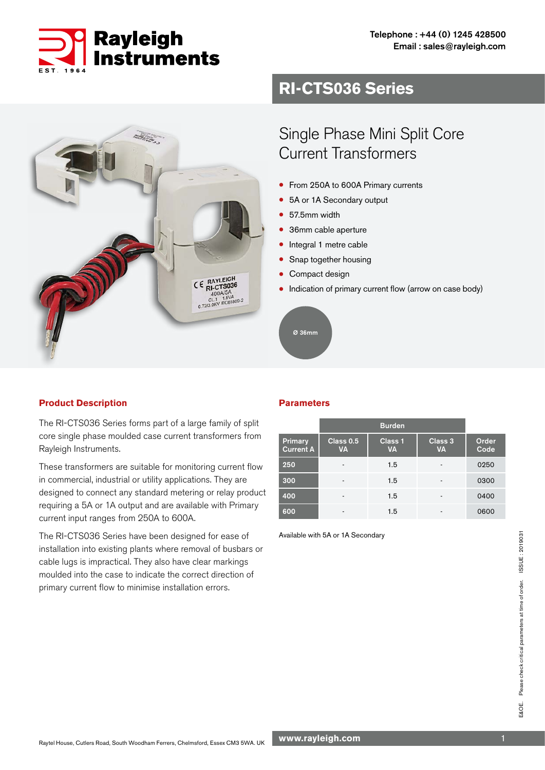Telephone : +44 (0) 1245 428500
Email : sales@rayleigh.com

# RI-CTS036 Series

## Single Phase Mini Split Core Current Transformers

- From 250A to 600A Primary currents
- 5A or 1A Secondary output
- 57.5mm width
- 36mm cable aperture
- Integral 1 metre cable
- Snap together housing
- Compact design
- Indication of primary current flow (arrow on case body)

Ø 36mm

### Product Description

The RI-CTS036 Series forms part of a large family of split core single phase moulded case current transformers from Rayleigh Instruments.

These transformers are suitable for monitoring current flow in commercial, industrial or utility applications. They are designed to connect any standard metering or relay product requiring a 5A or 1A output and are available with Primary current input ranges from 250A to 600A.

The RI-CTS036 Series have been designed for ease of installation into existing plants where removal of busbars or cable lugs is impractical. They also have clear markings moulded into the case to indicate the correct direction of primary current flow to minimise installation errors.

### Parameters

| | Burden | | | |
|---|---|---|---|---|
| Primary Current A | Class 0.5 VA | Class 1 VA | Class 3 VA | Order Code |
| 250 | - | 1.5 | - | 0250 |
| 300 | - | 1.5 | - | 0300 |
| 400 | - | 1.5 | - | 0400 |
| 600 | - | 1.5 | - | 0600 |

Available with 5A or 1A Secondary

E&OE. Please check critical parameters at time of order. ISSUE : 2019031

Raytel House, Cutlers Road, South Woodham Ferrers, Chelmsford, Essex CM3 5WA. UK

www.rayleigh.com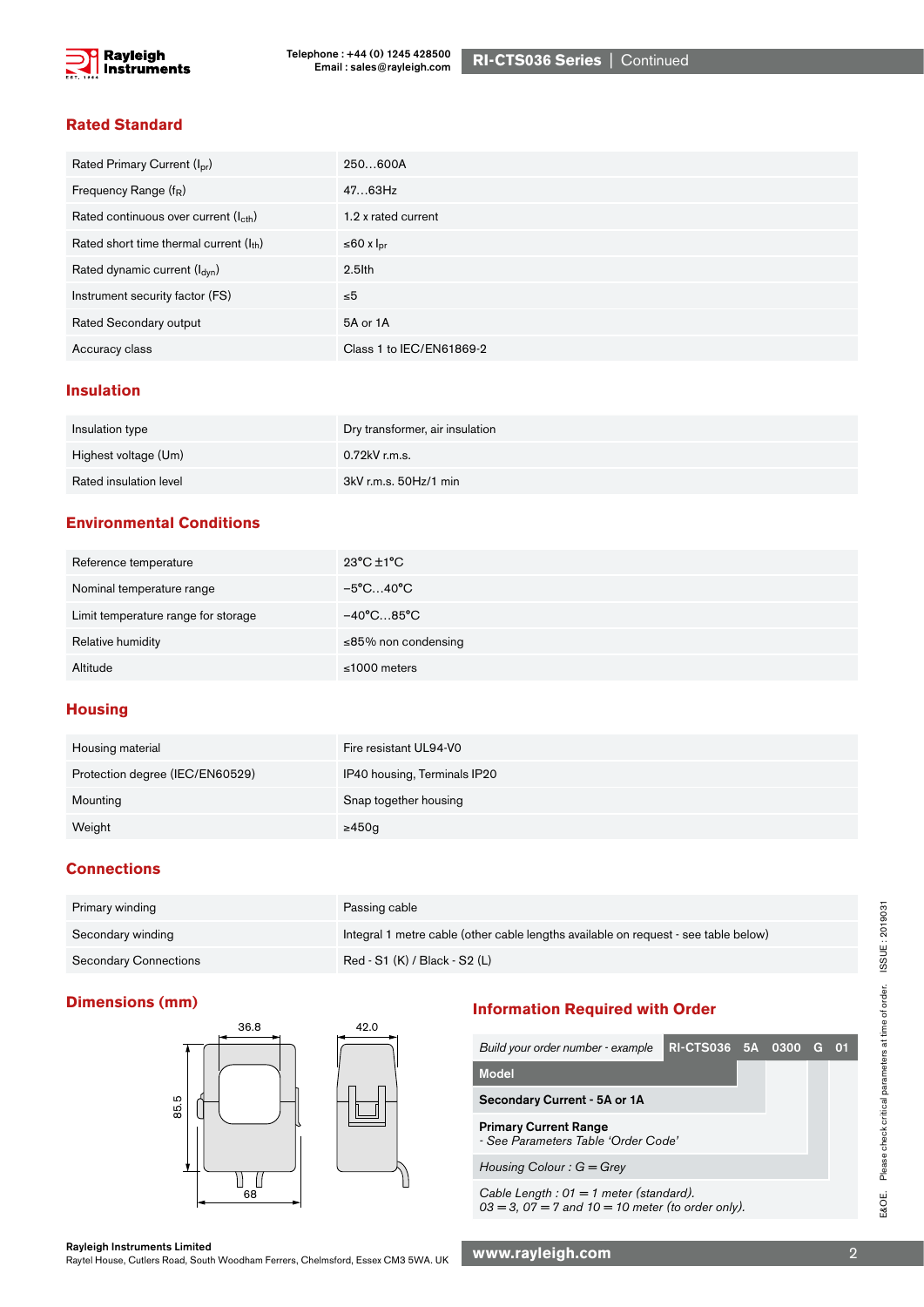## Rated Standard

| | |
|---|---|
| Rated Primary Current ($I_{pr}$) | 250…600A |
| Frequency Range ($f_R$) | 47…63Hz |
| Rated continuous over current ($I_{cth}$) | 1.2 x rated current |
| Rated short time thermal current ($I_{th}$) | ≤60 x $I_{pr}$ |
| Rated dynamic current ($I_{dyn}$) | 2.5Ith |
| Instrument security factor (FS) | ≤5 |
| Rated Secondary output | 5A or 1A |
| Accuracy class | Class 1 to IEC/EN61869-2 |

## Insulation

| | |
|---|---|
| Insulation type | Dry transformer, air insulation |
| Highest voltage (Um) | 0.72kV r.m.s. |
| Rated insulation level | 3kV r.m.s. 50Hz/1 min |

## Environmental Conditions

| | |
|---|---|
| Reference temperature | 23°C ±1°C |
| Nominal temperature range | −5°C…40°C |
| Limit temperature range for storage | −40°C…85°C |
| Relative humidity | ≤85% non condensing |
| Altitude | ≤1000 meters |

## Housing

| | |
|---|---|
| Housing material | Fire resistant UL94-V0 |
| Protection degree (IEC/EN60529) | IP40 housing, Terminals IP20 |
| Mounting | Snap together housing |
| Weight | ≥450g |

## Connections

| | |
|---|---|
| Primary winding | Passing cable |
| Secondary winding | Integral 1 metre cable (other cable lengths available on request - see table below) |
| Secondary Connections | Red - S1 (K) / Black - S2 (L) |

## Dimensions (mm)

36.8

42.0

85.5

68

## Information Required with Order

*Build your order number - example* **RI-CTS036 5A 0300 G 01**

- **Model**
- **Secondary Current - 5A or 1A**
- **Primary Current Range**
  *- See Parameters Table 'Order Code'*
- *Housing Colour : G = Grey*
- *Cable Length : 01 = 1 meter (standard).*
  *03 = 3, 07 = 7 and 10 = 10 meter (to order only).*

E&OE. Please check critical parameters at time of order. ISSUE : 2019031